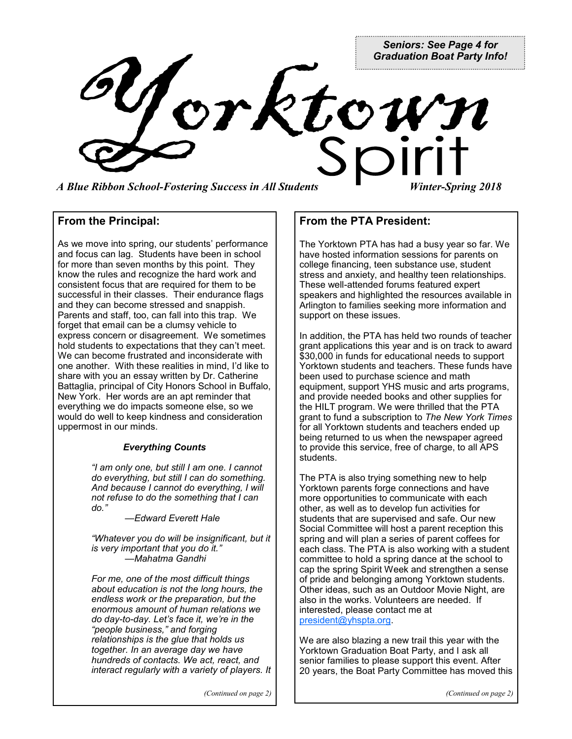**Seniors: See Page 4 for Graduation Boat Party Info!**

# Yorktown Spirit

***A Blue Ribbon School-Fostering Success in All Students*** — ***Winter-Spring 2018***

## From the Principal:

As we move into spring, our students' performance and focus can lag. Students have been in school for more than seven months by this point. They know the rules and recognize the hard work and consistent focus that are required for them to be successful in their classes. Their endurance flags and they can become stressed and snappish. Parents and staff, too, can fall into this trap. We forget that email can be a clumsy vehicle to express concern or disagreement. We sometimes hold students to expectations that they can't meet. We can become frustrated and inconsiderate with one another. With these realities in mind, I'd like to share with you an essay written by Dr. Catherine Battaglia, principal of City Honors School in Buffalo, New York. Her words are an apt reminder that everything we do impacts someone else, so we would do well to keep kindness and consideration uppermost in our minds.

***Everything Counts***

> *"I am only one, but still I am one. I cannot do everything, but still I can do something. And because I cannot do everything, I will not refuse to do the something that I can do."*
>
> *—Edward Everett Hale*
>
> *"Whatever you do will be insignificant, but it is very important that you do it."*
>
> *—Mahatma Gandhi*
>
> *For me, one of the most difficult things about education is not the long hours, the endless work or the preparation, but the enormous amount of human relations we do day-to-day. Let's face it, we're in the "people business," and forging relationships is the glue that holds us together. In an average day we have hundreds of contacts. We act, react, and interact regularly with a variety of players. It*

*(Continued on page 2)*

## From the PTA President:

The Yorktown PTA has had a busy year so far. We have hosted information sessions for parents on college financing, teen substance use, student stress and anxiety, and healthy teen relationships. These well-attended forums featured expert speakers and highlighted the resources available in Arlington to families seeking more information and support on these issues.

In addition, the PTA has held two rounds of teacher grant applications this year and is on track to award $30,000 in funds for educational needs to support Yorktown students and teachers. These funds have been used to purchase science and math equipment, support YHS music and arts programs, and provide needed books and other supplies for the HILT program. We were thrilled that the PTA grant to fund a subscription to *The New York Times* for all Yorktown students and teachers ended up being returned to us when the newspaper agreed to provide this service, free of charge, to all APS students.

The PTA is also trying something new to help Yorktown parents forge connections and have more opportunities to communicate with each other, as well as to develop fun activities for students that are supervised and safe. Our new Social Committee will host a parent reception this spring and will plan a series of parent coffees for each class. The PTA is also working with a student committee to hold a spring dance at the school to cap the spring Spirit Week and strengthen a sense of pride and belonging among Yorktown students. Other ideas, such as an Outdoor Movie Night, are also in the works. Volunteers are needed. If interested, please contact me at president@yhspta.org.

We are also blazing a new trail this year with the Yorktown Graduation Boat Party, and I ask all senior families to please support this event. After 20 years, the Boat Party Committee has moved this

*(Continued on page 2)*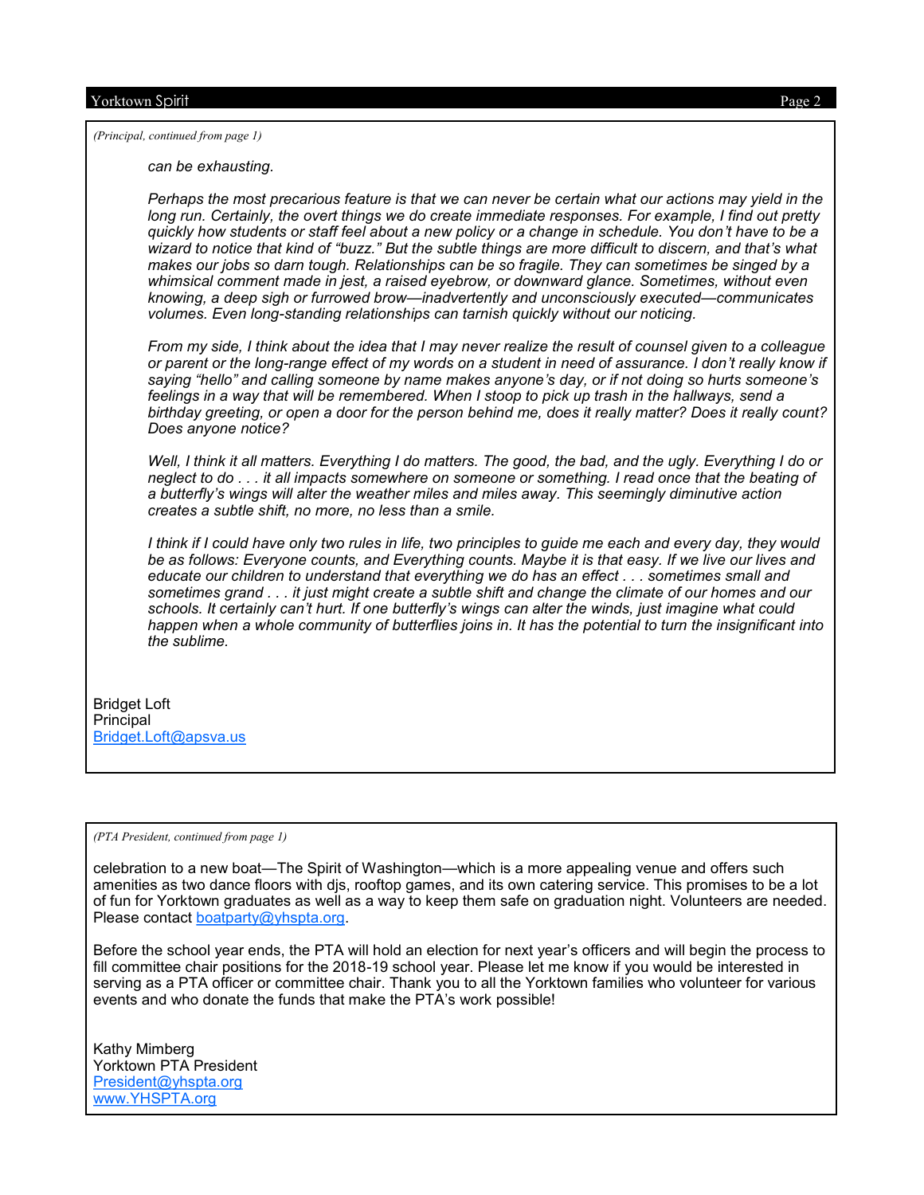*(Principal, continued from page 1)*

*can be exhausting.*

*Perhaps the most precarious feature is that we can never be certain what our actions may yield in the long run. Certainly, the overt things we do create immediate responses. For example, I find out pretty quickly how students or staff feel about a new policy or a change in schedule. You don't have to be a wizard to notice that kind of "buzz." But the subtle things are more difficult to discern, and that's what makes our jobs so darn tough. Relationships can be so fragile. They can sometimes be singed by a whimsical comment made in jest, a raised eyebrow, or downward glance. Sometimes, without even knowing, a deep sigh or furrowed brow—inadvertently and unconsciously executed—communicates volumes. Even long-standing relationships can tarnish quickly without our noticing.*

*From my side, I think about the idea that I may never realize the result of counsel given to a colleague or parent or the long-range effect of my words on a student in need of assurance. I don't really know if saying "hello" and calling someone by name makes anyone's day, or if not doing so hurts someone's feelings in a way that will be remembered. When I stoop to pick up trash in the hallways, send a birthday greeting, or open a door for the person behind me, does it really matter? Does it really count? Does anyone notice?*

*Well, I think it all matters. Everything I do matters. The good, the bad, and the ugly. Everything I do or neglect to do . . . it all impacts somewhere on someone or something. I read once that the beating of a butterfly's wings will alter the weather miles and miles away. This seemingly diminutive action creates a subtle shift, no more, no less than a smile.*

*I think if I could have only two rules in life, two principles to guide me each and every day, they would be as follows: Everyone counts, and Everything counts. Maybe it is that easy. If we live our lives and educate our children to understand that everything we do has an effect . . . sometimes small and sometimes grand . . . it just might create a subtle shift and change the climate of our homes and our schools. It certainly can't hurt. If one butterfly's wings can alter the winds, just imagine what could happen when a whole community of butterflies joins in. It has the potential to turn the insignificant into the sublime.*

Bridget Loft
Principal
Bridget.Loft@apsva.us

*(PTA President, continued from page 1)*

celebration to a new boat—The Spirit of Washington—which is a more appealing venue and offers such amenities as two dance floors with djs, rooftop games, and its own catering service. This promises to be a lot of fun for Yorktown graduates as well as a way to keep them safe on graduation night. Volunteers are needed. Please contact boatparty@yhspta.org.

Before the school year ends, the PTA will hold an election for next year's officers and will begin the process to fill committee chair positions for the 2018-19 school year. Please let me know if you would be interested in serving as a PTA officer or committee chair. Thank you to all the Yorktown families who volunteer for various events and who donate the funds that make the PTA's work possible!

Kathy Mimberg
Yorktown PTA President
President@yhspta.org
www.YHSPTA.org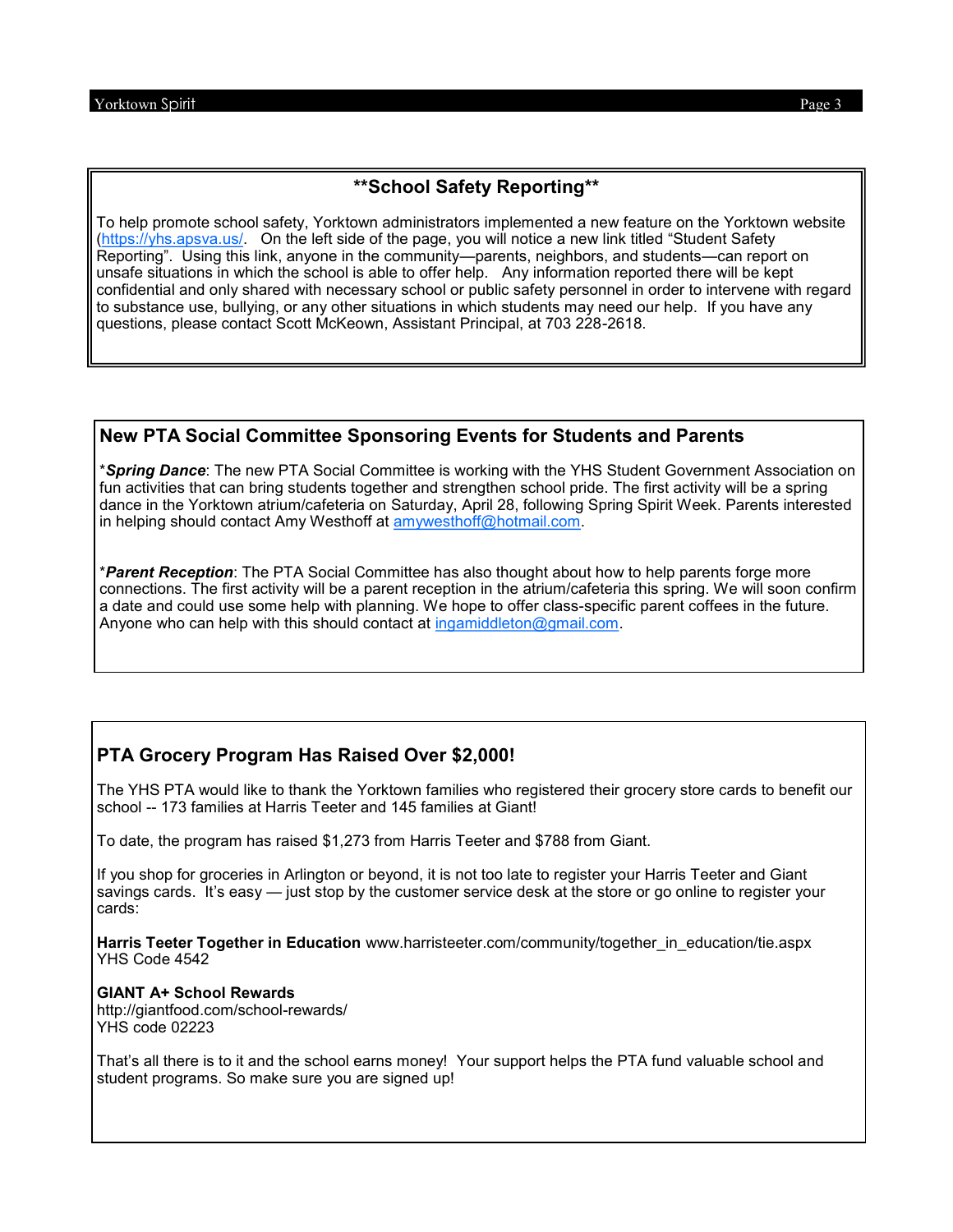## \*\*School Safety Reporting\*\*

To help promote school safety, Yorktown administrators implemented a new feature on the Yorktown website (https://yhs.apsva.us/. On the left side of the page, you will notice a new link titled "Student Safety Reporting". Using this link, anyone in the community—parents, neighbors, and students—can report on unsafe situations in which the school is able to offer help. Any information reported there will be kept confidential and only shared with necessary school or public safety personnel in order to intervene with regard to substance use, bullying, or any other situations in which students may need our help. If you have any questions, please contact Scott McKeown, Assistant Principal, at 703 228-2618.

## New PTA Social Committee Sponsoring Events for Students and Parents

\****Spring Dance***: The new PTA Social Committee is working with the YHS Student Government Association on fun activities that can bring students together and strengthen school pride. The first activity will be a spring dance in the Yorktown atrium/cafeteria on Saturday, April 28, following Spring Spirit Week. Parents interested in helping should contact Amy Westhoff at amywesthoff@hotmail.com.

\****Parent Reception***: The PTA Social Committee has also thought about how to help parents forge more connections. The first activity will be a parent reception in the atrium/cafeteria this spring. We will soon confirm a date and could use some help with planning. We hope to offer class-specific parent coffees in the future. Anyone who can help with this should contact at ingamiddleton@gmail.com.

## PTA Grocery Program Has Raised Over $2,000!

The YHS PTA would like to thank the Yorktown families who registered their grocery store cards to benefit our school -- 173 families at Harris Teeter and 145 families at Giant!

To date, the program has raised $1,273 from Harris Teeter and $788 from Giant.

If you shop for groceries in Arlington or beyond, it is not too late to register your Harris Teeter and Giant savings cards. It's easy — just stop by the customer service desk at the store or go online to register your cards:

**Harris Teeter Together in Education** www.harristeeter.com/community/together_in_education/tie.aspx
YHS Code 4542

**GIANT A+ School Rewards**
http://giantfood.com/school-rewards/
YHS code 02223

That's all there is to it and the school earns money! Your support helps the PTA fund valuable school and student programs. So make sure you are signed up!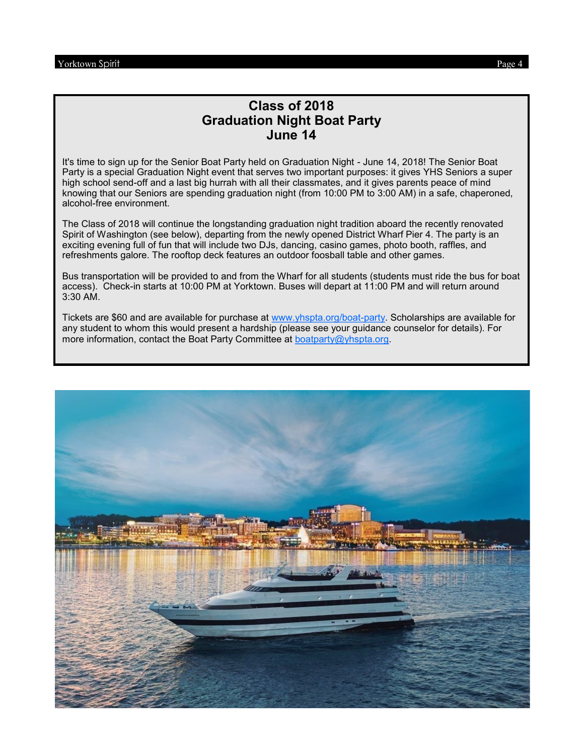# Class of 2018
# Graduation Night Boat Party
# June 14

It's time to sign up for the Senior Boat Party held on Graduation Night - June 14, 2018! The Senior Boat Party is a special Graduation Night event that serves two important purposes: it gives YHS Seniors a super high school send-off and a last big hurrah with all their classmates, and it gives parents peace of mind knowing that our Seniors are spending graduation night (from 10:00 PM to 3:00 AM) in a safe, chaperoned, alcohol-free environment.

The Class of 2018 will continue the longstanding graduation night tradition aboard the recently renovated Spirit of Washington (see below), departing from the newly opened District Wharf Pier 4. The party is an exciting evening full of fun that will include two DJs, dancing, casino games, photo booth, raffles, and refreshments galore. The rooftop deck features an outdoor foosball table and other games.

Bus transportation will be provided to and from the Wharf for all students (students must ride the bus for boat access). Check-in starts at 10:00 PM at Yorktown. Buses will depart at 11:00 PM and will return around 3:30 AM.

Tickets are $60 and are available for purchase at www.yhspta.org/boat-party. Scholarships are available for any student to whom this would present a hardship (please see your guidance counselor for details). For more information, contact the Boat Party Committee at boatparty@yhspta.org.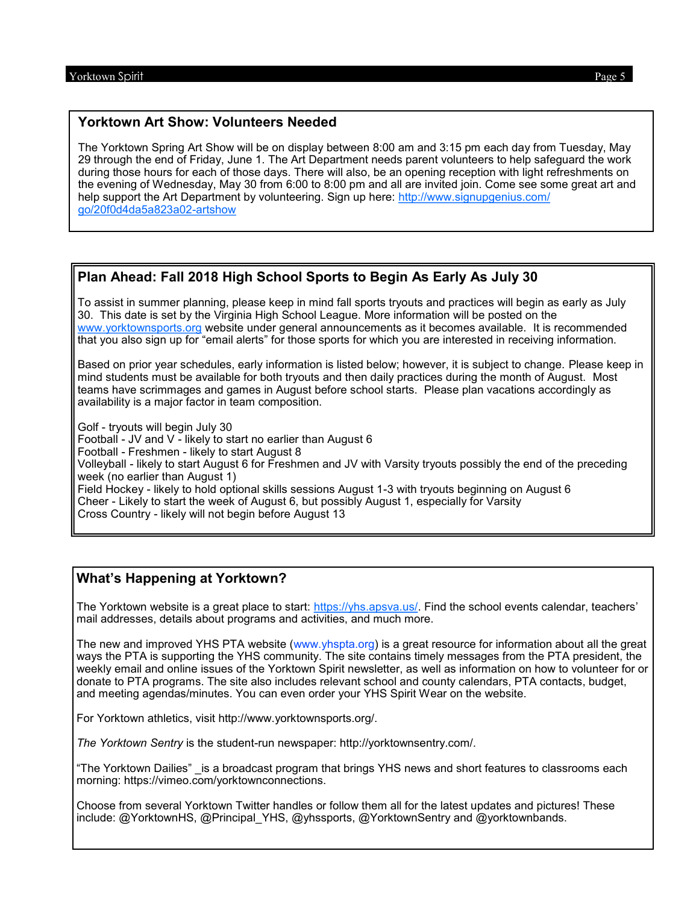## Yorktown Art Show: Volunteers Needed

The Yorktown Spring Art Show will be on display between 8:00 am and 3:15 pm each day from Tuesday, May 29 through the end of Friday, June 1. The Art Department needs parent volunteers to help safeguard the work during those hours for each of those days. There will also, be an opening reception with light refreshments on the evening of Wednesday, May 30 from 6:00 to 8:00 pm and all are invited join. Come see some great art and help support the Art Department by volunteering. Sign up here: http://www.signupgenius.com/go/20f0d4da5a823a02-artshow

## Plan Ahead: Fall 2018 High School Sports to Begin As Early As July 30

To assist in summer planning, please keep in mind fall sports tryouts and practices will begin as early as July 30. This date is set by the Virginia High School League. More information will be posted on the www.yorktownsports.org website under general announcements as it becomes available. It is recommended that you also sign up for "email alerts" for those sports for which you are interested in receiving information.

Based on prior year schedules, early information is listed below; however, it is subject to change. Please keep in mind students must be available for both tryouts and then daily practices during the month of August. Most teams have scrimmages and games in August before school starts. Please plan vacations accordingly as availability is a major factor in team composition.

Golf - tryouts will begin July 30
Football - JV and V - likely to start no earlier than August 6
Football - Freshmen - likely to start August 8
Volleyball - likely to start August 6 for Freshmen and JV with Varsity tryouts possibly the end of the preceding week (no earlier than August 1)
Field Hockey - likely to hold optional skills sessions August 1-3 with tryouts beginning on August 6
Cheer - Likely to start the week of August 6, but possibly August 1, especially for Varsity
Cross Country - likely will not begin before August 13

## What's Happening at Yorktown?

The Yorktown website is a great place to start: https://yhs.apsva.us/. Find the school events calendar, teachers' mail addresses, details about programs and activities, and much more.

The new and improved YHS PTA website (www.yhspta.org) is a great resource for information about all the great ways the PTA is supporting the YHS community. The site contains timely messages from the PTA president, the weekly email and online issues of the Yorktown Spirit newsletter, as well as information on how to volunteer for or donate to PTA programs. The site also includes relevant school and county calendars, PTA contacts, budget, and meeting agendas/minutes. You can even order your YHS Spirit Wear on the website.

For Yorktown athletics, visit http://www.yorktownsports.org/.

*The Yorktown Sentry* is the student-run newspaper: http://yorktownsentry.com/.

"The Yorktown Dailies" _is a broadcast program that brings YHS news and short features to classrooms each morning: https://vimeo.com/yorktownconnections.

Choose from several Yorktown Twitter handles or follow them all for the latest updates and pictures! These include: @YorktownHS, @Principal_YHS, @yhssports, @YorktownSentry and @yorktownbands.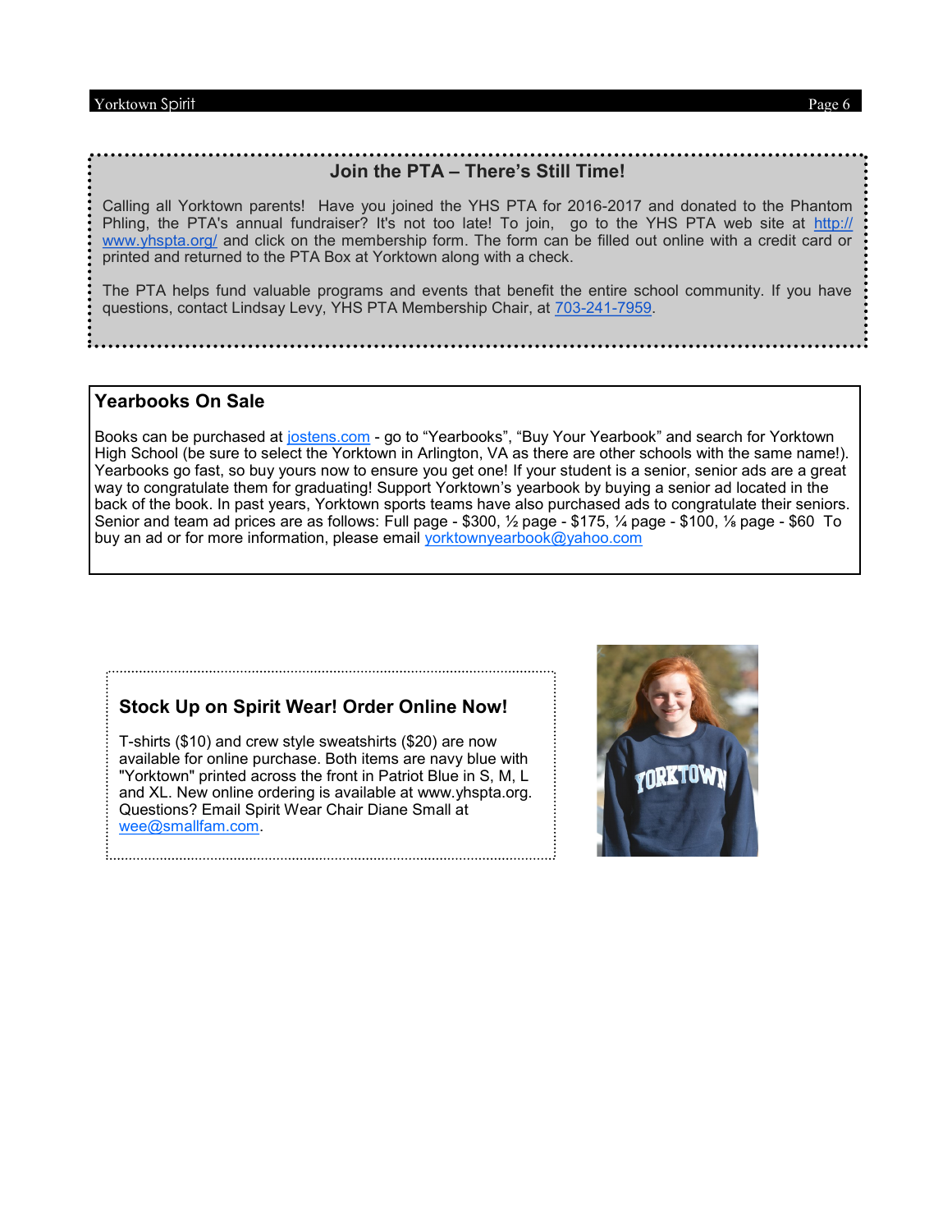## Join the PTA – There's Still Time!

Calling all Yorktown parents! Have you joined the YHS PTA for 2016-2017 and donated to the Phantom Phling, the PTA's annual fundraiser? It's not too late! To join, go to the YHS PTA web site at http://www.yhspta.org/ and click on the membership form. The form can be filled out online with a credit card or printed and returned to the PTA Box at Yorktown along with a check.

The PTA helps fund valuable programs and events that benefit the entire school community. If you have questions, contact Lindsay Levy, YHS PTA Membership Chair, at 703-241-7959.

## Yearbooks On Sale

Books can be purchased at jostens.com - go to "Yearbooks", "Buy Your Yearbook" and search for Yorktown High School (be sure to select the Yorktown in Arlington, VA as there are other schools with the same name!). Yearbooks go fast, so buy yours now to ensure you get one! If your student is a senior, senior ads are a great way to congratulate them for graduating! Support Yorktown's yearbook by buying a senior ad located in the back of the book. In past years, Yorktown sports teams have also purchased ads to congratulate their seniors. Senior and team ad prices are as follows: Full page - $300, ½ page - $175, ¼ page - $100, ⅛ page - $60 To buy an ad or for more information, please email yorktownyearbook@yahoo.com

## Stock Up on Spirit Wear! Order Online Now!

T-shirts ($10) and crew style sweatshirts ($20) are now available for online purchase. Both items are navy blue with "Yorktown" printed across the front in Patriot Blue in S, M, L and XL. New online ordering is available at www.yhspta.org. Questions? Email Spirit Wear Chair Diane Small at wee@smallfam.com.